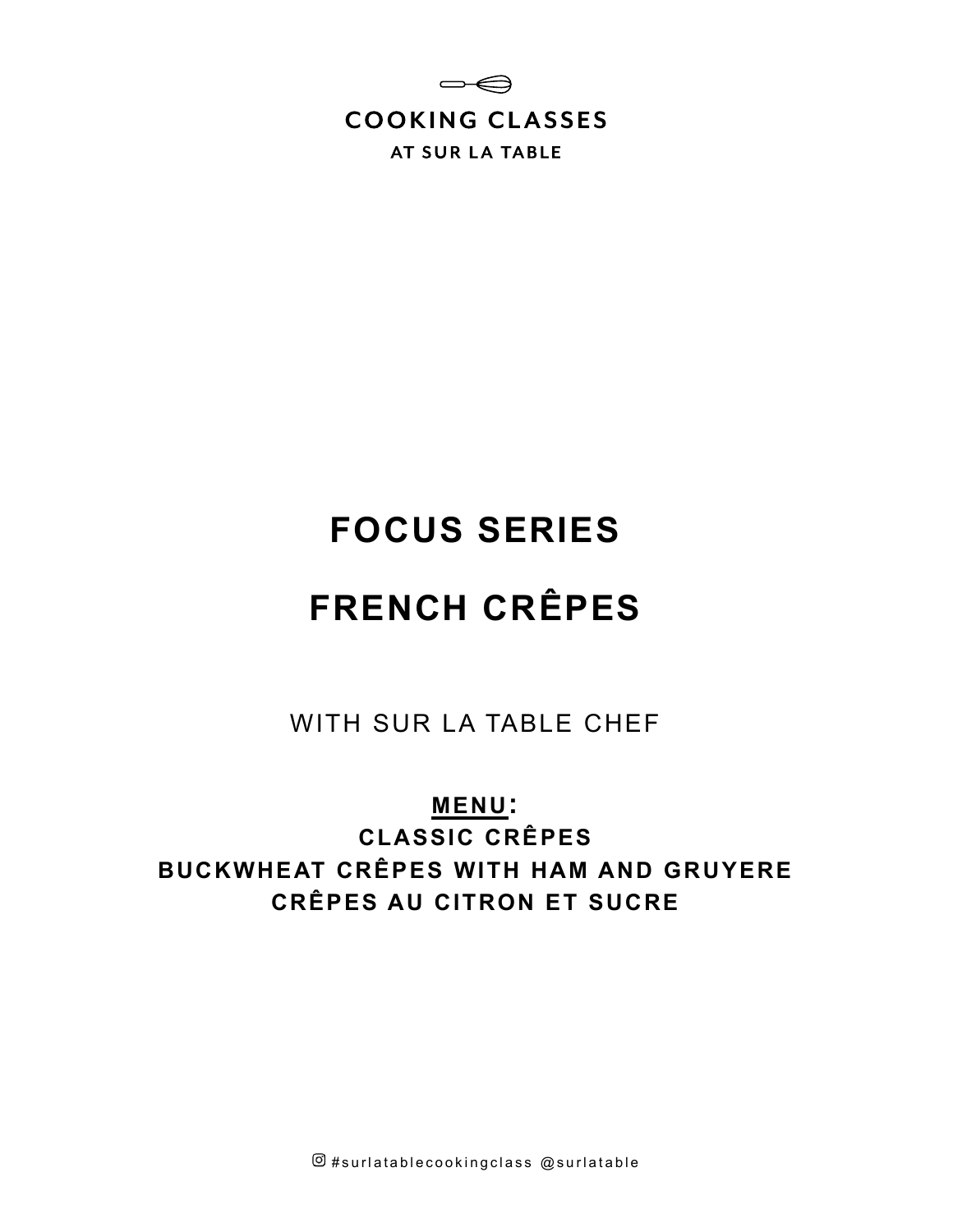COOKING CLASSES

AT SUR LA TABLE

# FOCUS SERIES

# FRENCH CRÊPES

WITH SUR LA TABLE CHEF

**MENU:**

**CLASSIC CRÊPES**

**BUCKWHEAT CRÊPES WITH HAM AND GRUYERE**

**CRÊPES AU CITRON ET SUCRE**

#surlatablecookingclass @surlatable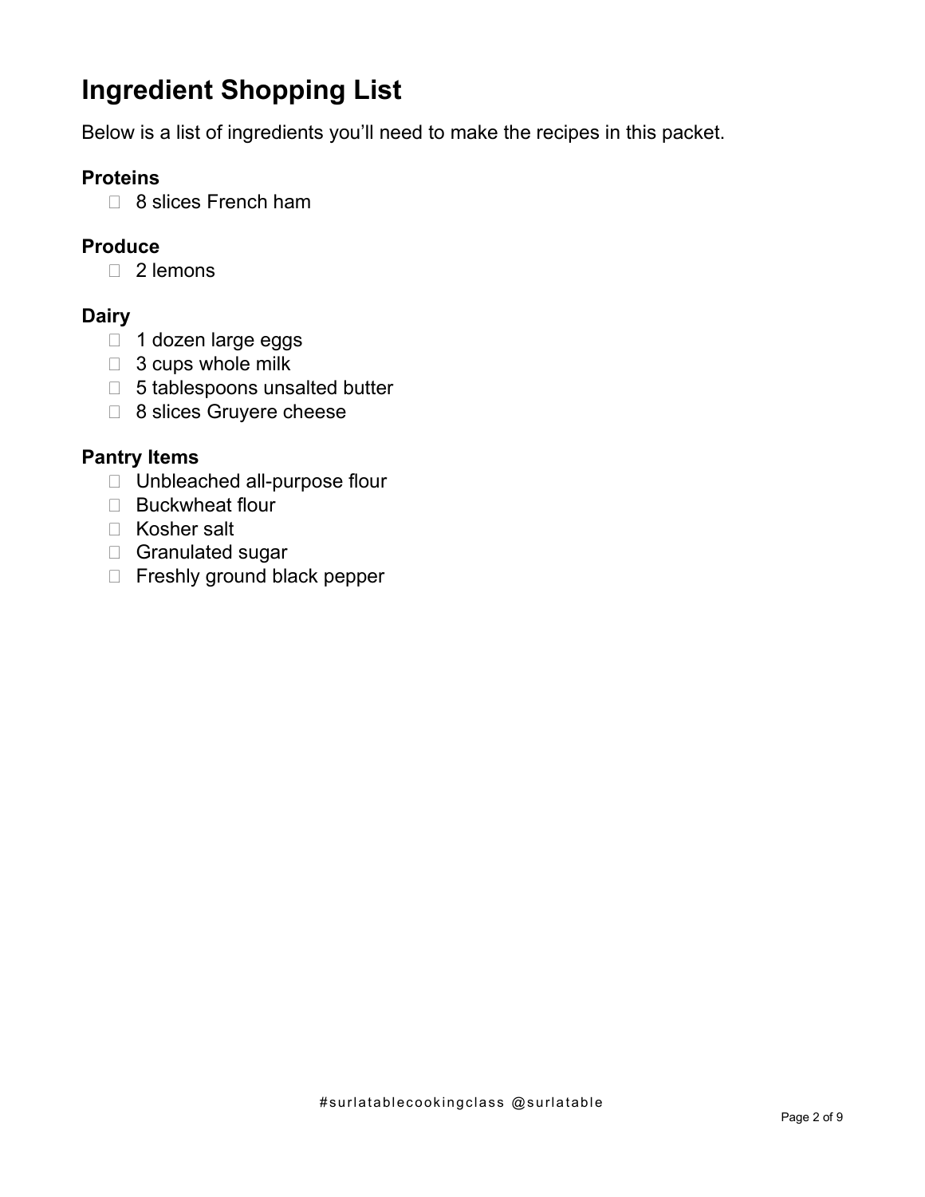# Ingredient Shopping List

Below is a list of ingredients you'll need to make the recipes in this packet.

### Proteins

- 8 slices French ham

### Produce

- 2 lemons

### Dairy

- 1 dozen large eggs
- 3 cups whole milk
- 5 tablespoons unsalted butter
- 8 slices Gruyere cheese

### Pantry Items

- Unbleached all-purpose flour
- Buckwheat flour
- Kosher salt
- Granulated sugar
- Freshly ground black pepper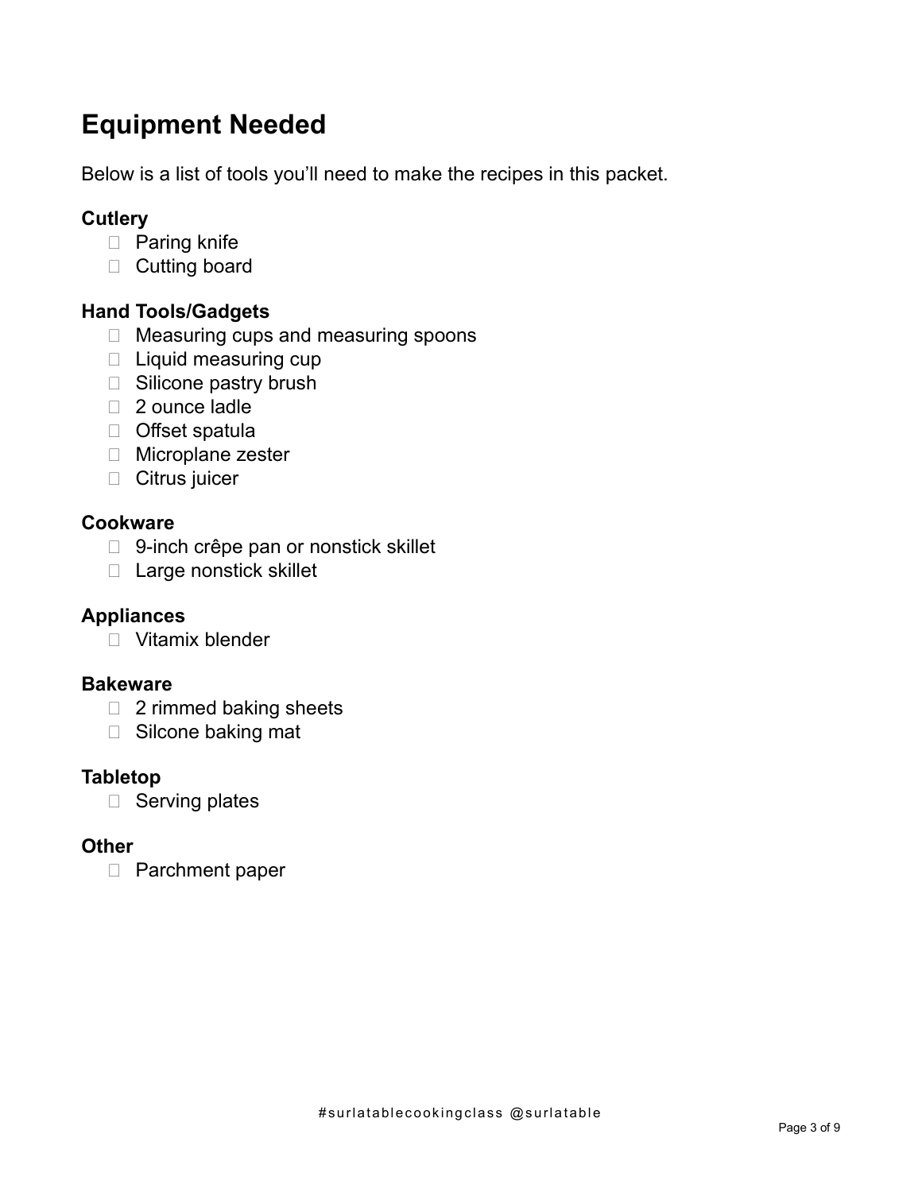# Equipment Needed

Below is a list of tools you'll need to make the recipes in this packet.

### Cutlery

- [ ] Paring knife
- [ ] Cutting board

### Hand Tools/Gadgets

- [ ] Measuring cups and measuring spoons
- [ ] Liquid measuring cup
- [ ] Silicone pastry brush
- [ ] 2 ounce ladle
- [ ] Offset spatula
- [ ] Microplane zester
- [ ] Citrus juicer

### Cookware

- [ ] 9-inch crêpe pan or nonstick skillet
- [ ] Large nonstick skillet

### Appliances

- [ ] Vitamix blender

### Bakeware

- [ ] 2 rimmed baking sheets
- [ ] Silcone baking mat

### Tabletop

- [ ] Serving plates

### Other

- [ ] Parchment paper

#surlatablecookingclass @surlatable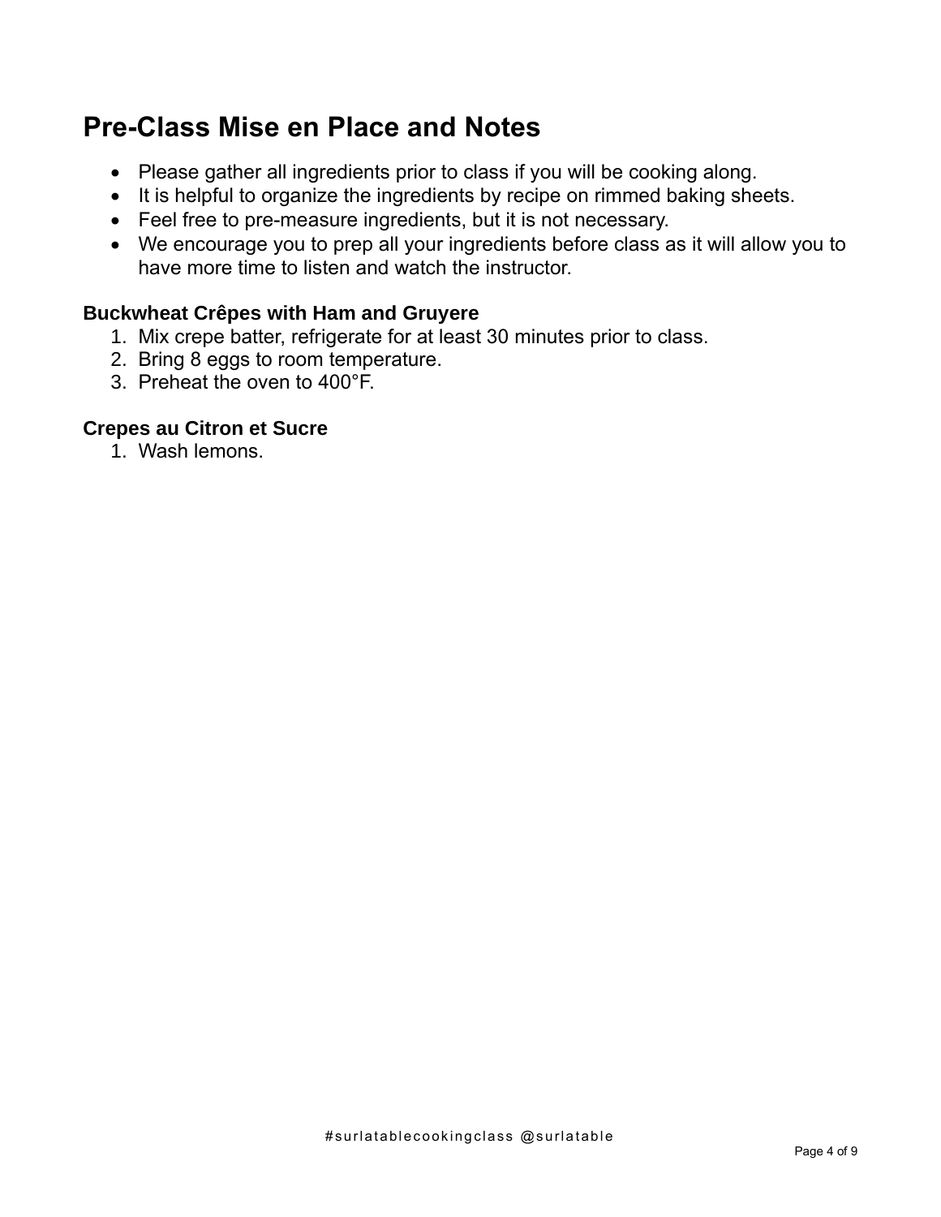## Pre-Class Mise en Place and Notes

- Please gather all ingredients prior to class if you will be cooking along.
- It is helpful to organize the ingredients by recipe on rimmed baking sheets.
- Feel free to pre-measure ingredients, but it is not necessary.
- We encourage you to prep all your ingredients before class as it will allow you to have more time to listen and watch the instructor.

### Buckwheat Crêpes with Ham and Gruyere

1. Mix crepe batter, refrigerate for at least 30 minutes prior to class.
2. Bring 8 eggs to room temperature.
3. Preheat the oven to 400°F.

### Crepes au Citron et Sucre

1. Wash lemons.

#surlatablecookingclass @surlatable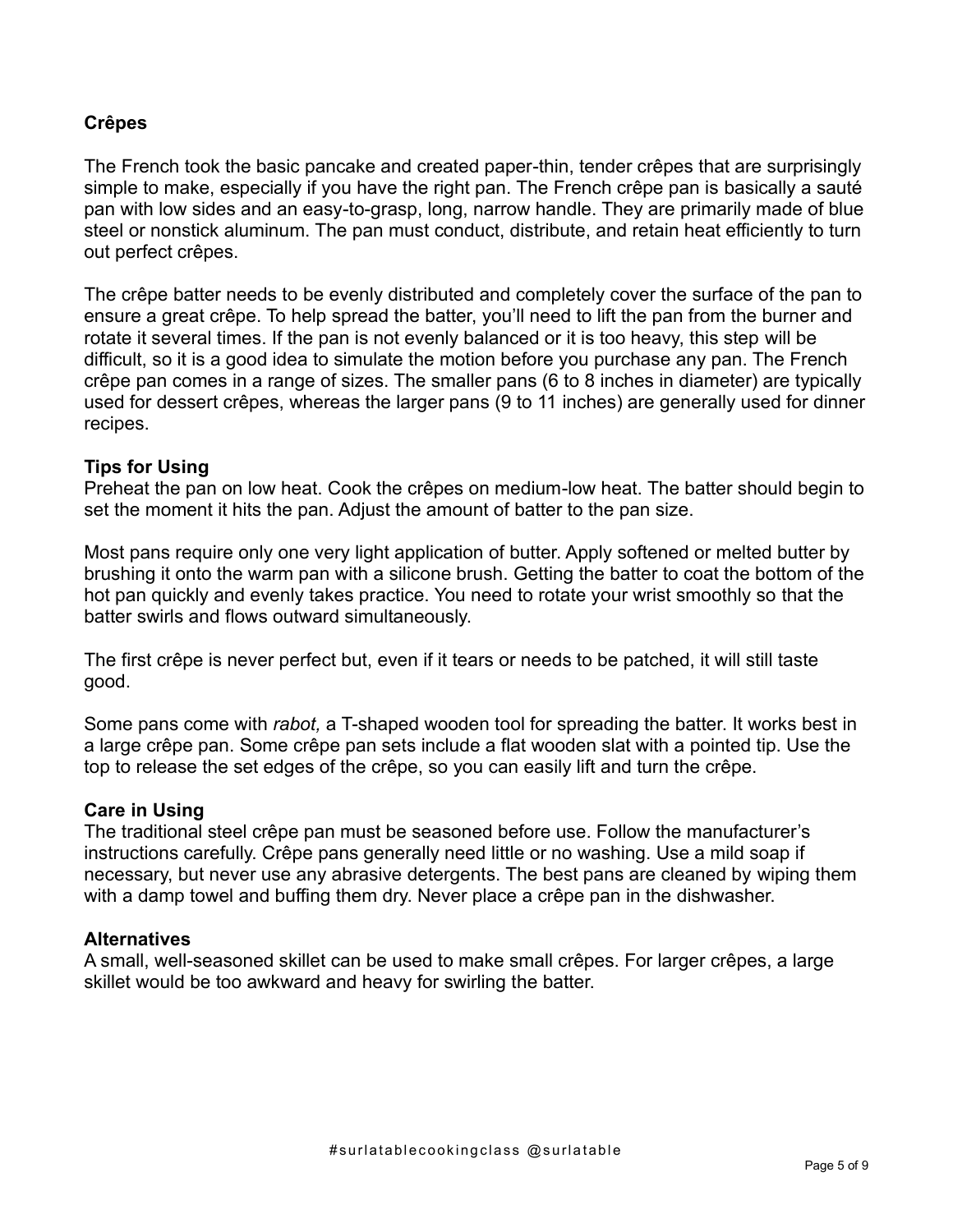## Crêpes

The French took the basic pancake and created paper-thin, tender crêpes that are surprisingly simple to make, especially if you have the right pan. The French crêpe pan is basically a sauté pan with low sides and an easy-to-grasp, long, narrow handle. They are primarily made of blue steel or nonstick aluminum. The pan must conduct, distribute, and retain heat efficiently to turn out perfect crêpes.

The crêpe batter needs to be evenly distributed and completely cover the surface of the pan to ensure a great crêpe. To help spread the batter, you'll need to lift the pan from the burner and rotate it several times. If the pan is not evenly balanced or it is too heavy, this step will be difficult, so it is a good idea to simulate the motion before you purchase any pan. The French crêpe pan comes in a range of sizes. The smaller pans (6 to 8 inches in diameter) are typically used for dessert crêpes, whereas the larger pans (9 to 11 inches) are generally used for dinner recipes.

### Tips for Using

Preheat the pan on low heat. Cook the crêpes on medium-low heat. The batter should begin to set the moment it hits the pan. Adjust the amount of batter to the pan size.

Most pans require only one very light application of butter. Apply softened or melted butter by brushing it onto the warm pan with a silicone brush. Getting the batter to coat the bottom of the hot pan quickly and evenly takes practice. You need to rotate your wrist smoothly so that the batter swirls and flows outward simultaneously.

The first crêpe is never perfect but, even if it tears or needs to be patched, it will still taste good.

Some pans come with *rabot,* a T-shaped wooden tool for spreading the batter. It works best in a large crêpe pan. Some crêpe pan sets include a flat wooden slat with a pointed tip. Use the top to release the set edges of the crêpe, so you can easily lift and turn the crêpe.

### Care in Using

The traditional steel crêpe pan must be seasoned before use. Follow the manufacturer's instructions carefully. Crêpe pans generally need little or no washing. Use a mild soap if necessary, but never use any abrasive detergents. The best pans are cleaned by wiping them with a damp towel and buffing them dry. Never place a crêpe pan in the dishwasher.

### Alternatives

A small, well-seasoned skillet can be used to make small crêpes. For larger crêpes, a large skillet would be too awkward and heavy for swirling the batter.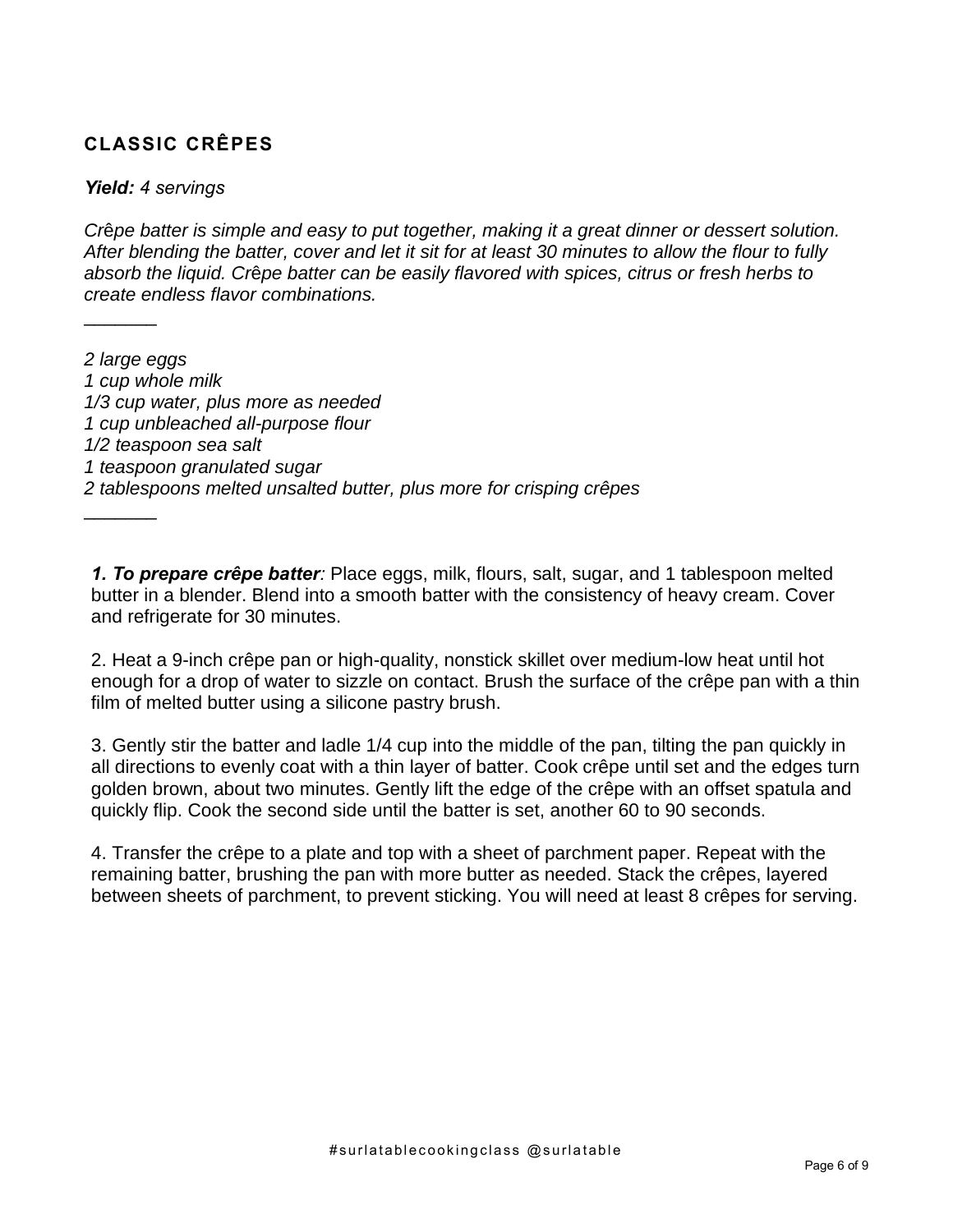## CLASSIC CRÊPES

***Yield:*** *4 servings*

*Crêpe batter is simple and easy to put together, making it a great dinner or dessert solution. After blending the batter, cover and let it sit for at least 30 minutes to allow the flour to fully absorb the liquid. Crêpe batter can be easily flavored with spices, citrus or fresh herbs to create endless flavor combinations.*

_______

*2 large eggs*
*1 cup whole milk*
*1/3 cup water, plus more as needed*
*1 cup unbleached all-purpose flour*
*1/2 teaspoon sea salt*
*1 teaspoon granulated sugar*
*2 tablespoons melted unsalted butter, plus more for crisping crêpes*

_______

***1. To prepare crêpe batter****:* Place eggs, milk, flours, salt, sugar, and 1 tablespoon melted butter in a blender. Blend into a smooth batter with the consistency of heavy cream. Cover and refrigerate for 30 minutes.

2. Heat a 9-inch crêpe pan or high-quality, nonstick skillet over medium-low heat until hot enough for a drop of water to sizzle on contact. Brush the surface of the crêpe pan with a thin film of melted butter using a silicone pastry brush.

3. Gently stir the batter and ladle 1/4 cup into the middle of the pan, tilting the pan quickly in all directions to evenly coat with a thin layer of batter. Cook crêpe until set and the edges turn golden brown, about two minutes. Gently lift the edge of the crêpe with an offset spatula and quickly flip. Cook the second side until the batter is set, another 60 to 90 seconds.

4. Transfer the crêpe to a plate and top with a sheet of parchment paper. Repeat with the remaining batter, brushing the pan with more butter as needed. Stack the crêpes, layered between sheets of parchment, to prevent sticking. You will need at least 8 crêpes for serving.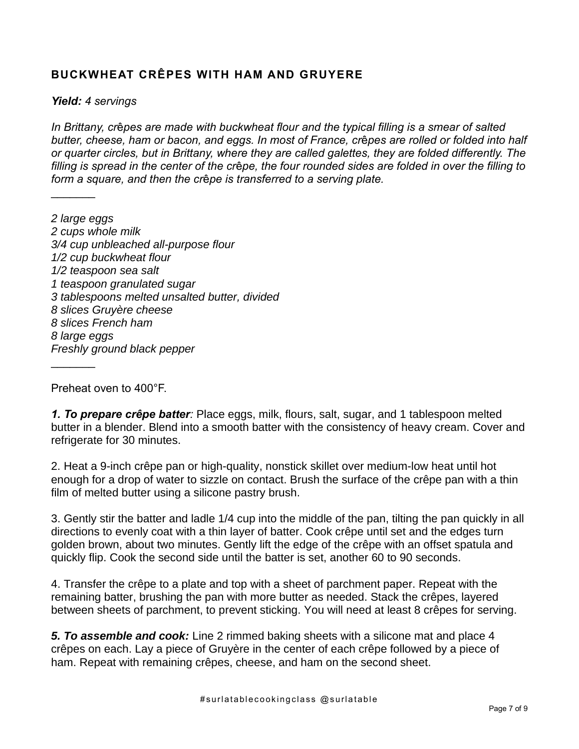## BUCKWHEAT CRÊPES WITH HAM AND GRUYERE

***Yield:*** *4 servings*

*In Brittany, crêpes are made with buckwheat flour and the typical filling is a smear of salted butter, cheese, ham or bacon, and eggs. In most of France, crêpes are rolled or folded into half or quarter circles, but in Brittany, where they are called galettes, they are folded differently. The filling is spread in the center of the crêpe, the four rounded sides are folded in over the filling to form a square, and then the crêpe is transferred to a serving plate.*

_______

*2 large eggs*
*2 cups whole milk*
*3/4 cup unbleached all-purpose flour*
*1/2 cup buckwheat flour*
*1/2 teaspoon sea salt*
*1 teaspoon granulated sugar*
*3 tablespoons melted unsalted butter, divided*
*8 slices Gruyère cheese*
*8 slices French ham*
*8 large eggs*
*Freshly ground black pepper*

_______

Preheat oven to 400°F.

***1. To prepare crêpe batter****:* Place eggs, milk, flours, salt, sugar, and 1 tablespoon melted butter in a blender. Blend into a smooth batter with the consistency of heavy cream. Cover and refrigerate for 30 minutes.

2. Heat a 9-inch crêpe pan or high-quality, nonstick skillet over medium-low heat until hot enough for a drop of water to sizzle on contact. Brush the surface of the crêpe pan with a thin film of melted butter using a silicone pastry brush.

3. Gently stir the batter and ladle 1/4 cup into the middle of the pan, tilting the pan quickly in all directions to evenly coat with a thin layer of batter. Cook crêpe until set and the edges turn golden brown, about two minutes. Gently lift the edge of the crêpe with an offset spatula and quickly flip. Cook the second side until the batter is set, another 60 to 90 seconds.

4. Transfer the crêpe to a plate and top with a sheet of parchment paper. Repeat with the remaining batter, brushing the pan with more butter as needed. Stack the crêpes, layered between sheets of parchment, to prevent sticking. You will need at least 8 crêpes for serving.

***5. To assemble and cook:*** Line 2 rimmed baking sheets with a silicone mat and place 4 crêpes on each. Lay a piece of Gruyère in the center of each crêpe followed by a piece of ham. Repeat with remaining crêpes, cheese, and ham on the second sheet.

#surlatablecookingclass @surlatable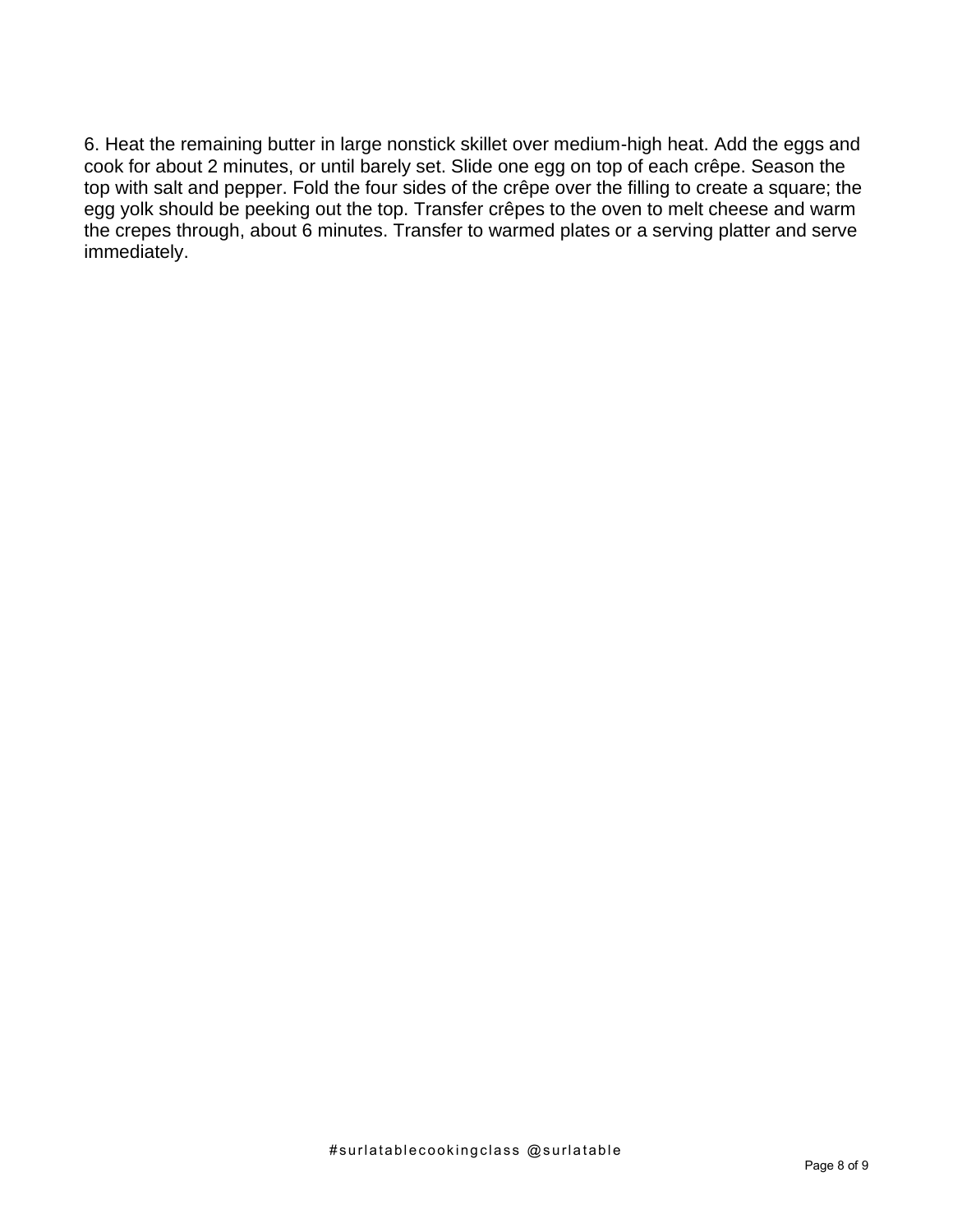6. Heat the remaining butter in large nonstick skillet over medium-high heat. Add the eggs and cook for about 2 minutes, or until barely set. Slide one egg on top of each crêpe. Season the top with salt and pepper. Fold the four sides of the crêpe over the filling to create a square; the egg yolk should be peeking out the top. Transfer crêpes to the oven to melt cheese and warm the crepes through, about 6 minutes. Transfer to warmed plates or a serving platter and serve immediately.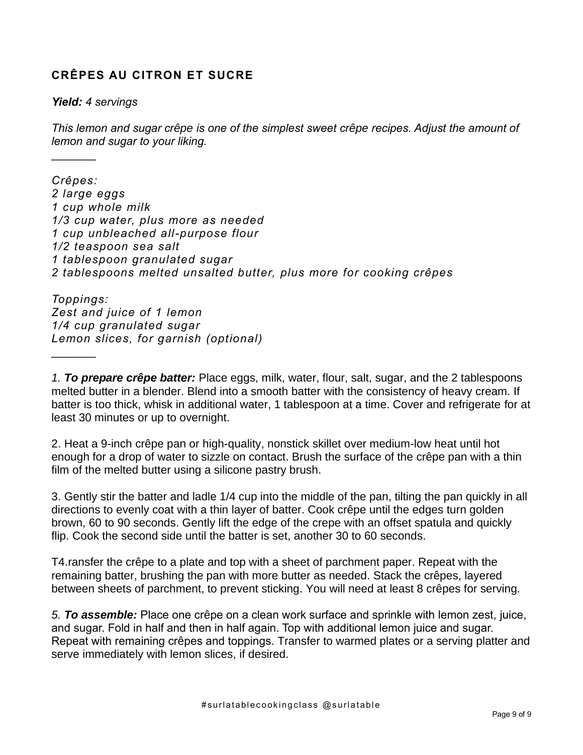## CRÊPES AU CITRON ET SUCRE

***Yield:*** *4 servings*

*This lemon and sugar crêpe is one of the simplest sweet crêpe recipes. Adjust the amount of lemon and sugar to your liking.*

_______

*Crêpes:*
*2 large eggs*
*1 cup whole milk*
*1/3 cup water, plus more as needed*
*1 cup unbleached all-purpose flour*
*1/2 teaspoon sea salt*
*1 tablespoon granulated sugar*
*2 tablespoons melted unsalted butter, plus more for cooking crêpes*

*Toppings:*
*Zest and juice of 1 lemon*
*1/4 cup granulated sugar*
*Lemon slices, for garnish (optional)*

_______

*1.* ***To prepare crêpe batter:*** Place eggs, milk, water, flour, salt, sugar, and the 2 tablespoons melted butter in a blender. Blend into a smooth batter with the consistency of heavy cream. If batter is too thick, whisk in additional water, 1 tablespoon at a time. Cover and refrigerate for at least 30 minutes or up to overnight.

2. Heat a 9-inch crêpe pan or high-quality, nonstick skillet over medium-low heat until hot enough for a drop of water to sizzle on contact. Brush the surface of the crêpe pan with a thin film of the melted butter using a silicone pastry brush.

3. Gently stir the batter and ladle 1/4 cup into the middle of the pan, tilting the pan quickly in all directions to evenly coat with a thin layer of batter. Cook crêpe until the edges turn golden brown, 60 to 90 seconds. Gently lift the edge of the crepe with an offset spatula and quickly flip. Cook the second side until the batter is set, another 30 to 60 seconds.

T4.ransfer the crêpe to a plate and top with a sheet of parchment paper. Repeat with the remaining batter, brushing the pan with more butter as needed. Stack the crêpes, layered between sheets of parchment, to prevent sticking. You will need at least 8 crêpes for serving.

*5.* ***To assemble:*** Place one crêpe on a clean work surface and sprinkle with lemon zest, juice, and sugar. Fold in half and then in half again. Top with additional lemon juice and sugar. Repeat with remaining crêpes and toppings. Transfer to warmed plates or a serving platter and serve immediately with lemon slices, if desired.